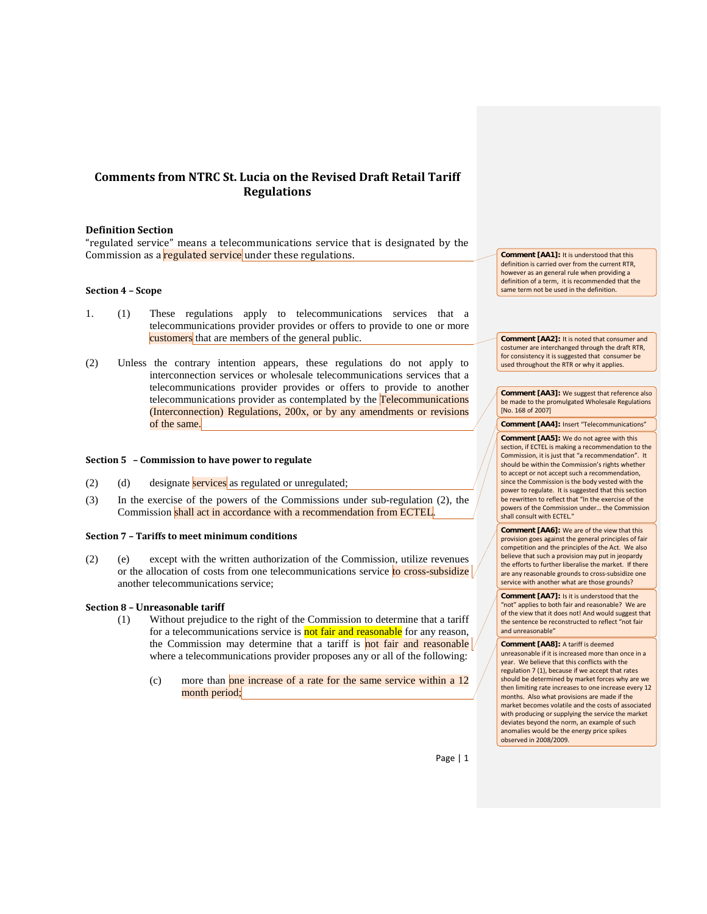# Comments from NTRC St. Lucia on the Revised Draft Retail Tariff Regulations

### Definition Section

"regulated service" means a telecommunications service that is designated by the Commission as a regulated service under these regulations.

> **Comment [AA1]:** It is understood that this definition is carried over from the current RTR, however as an general rule when providing a definition of a term, it is recommended that the same term not be used in the definition.

#### Section 4 – Scope

1. (1) These regulations apply to telecommunications services that a telecommunications provider provides or offers to provide to one or more customers that are members of the general public.

> **Comment [AA2]:** It is noted that consumer and costumer are interchanged through the draft RTR, for consistency it is suggested that consumer be used throughout the RTR or why it applies.

(2) Unless the contrary intention appears, these regulations do not apply to interconnection services or wholesale telecommunications services that a telecommunications provider provides or offers to provide to another telecommunications provider as contemplated by the Telecommunications (Interconnection) Regulations, 200x, or by any amendments or revisions of the same.

> **Comment [AA3]:** We suggest that reference also be made to the promulgated Wholesale Regulations [No. 168 of 2007]

#### Section 5 – Commission to have power to regulate

(2) (d) designate services as regulated or unregulated;

> **Comment [AA4]:** Insert "Telecommunications"

(3) In the exercise of the powers of the Commissions under sub-regulation (2), the Commission shall act in accordance with a recommendation from ECTEL.

> **Comment [AA5]:** We do not agree with this section, if ECTEL is making a recommendation to the Commission, it is just that "a recommendation". It should be within the Commission's rights whether to accept or not accept such a recommendation, since the Commission is the body vested with the power to regulate. It is suggested that this section be rewritten to reflect that "In the exercise of the powers of the Commission under… the Commission shall consult with ECTEL."

#### Section 7 – Tariffs to meet minimum conditions

(2) (e) except with the written authorization of the Commission, utilize revenues or the allocation of costs from one telecommunications service to cross-subsidize another telecommunications service;

> **Comment [AA6]:** We are of the view that this provision goes against the general principles of fair competition and the principles of the Act. We also believe that such a provision may put in jeopardy the efforts to further liberalise the market. If there are any reasonable grounds to cross-subsidize one service with another what are those grounds?

#### Section 8 – Unreasonable tariff

(1) Without prejudice to the right of the Commission to determine that a tariff for a telecommunications service is not fair and reasonable for any reason, the Commission may determine that a tariff is not fair and reasonable where a telecommunications provider proposes any or all of the following:

> **Comment [AA7]:** Is it is understood that the "not" applies to both fair and reasonable? We are of the view that it does not! And would suggest that the sentence be reconstructed to reflect "not fair and unreasonable"

(c) more than one increase of a rate for the same service within a 12 month period;

> **Comment [AA8]:** A tariff is deemed unreasonable if it is increased more than once in a year. We believe that this conflicts with the regulation 7 (1), because if we accept that rates should be determined by market forces why are we then limiting rate increases to one increase every 12 months. Also what provisions are made if the market becomes volatile and the costs of associated with producing or supplying the service the market deviates beyond the norm, an example of such anomalies would be the energy price spikes observed in 2008/2009.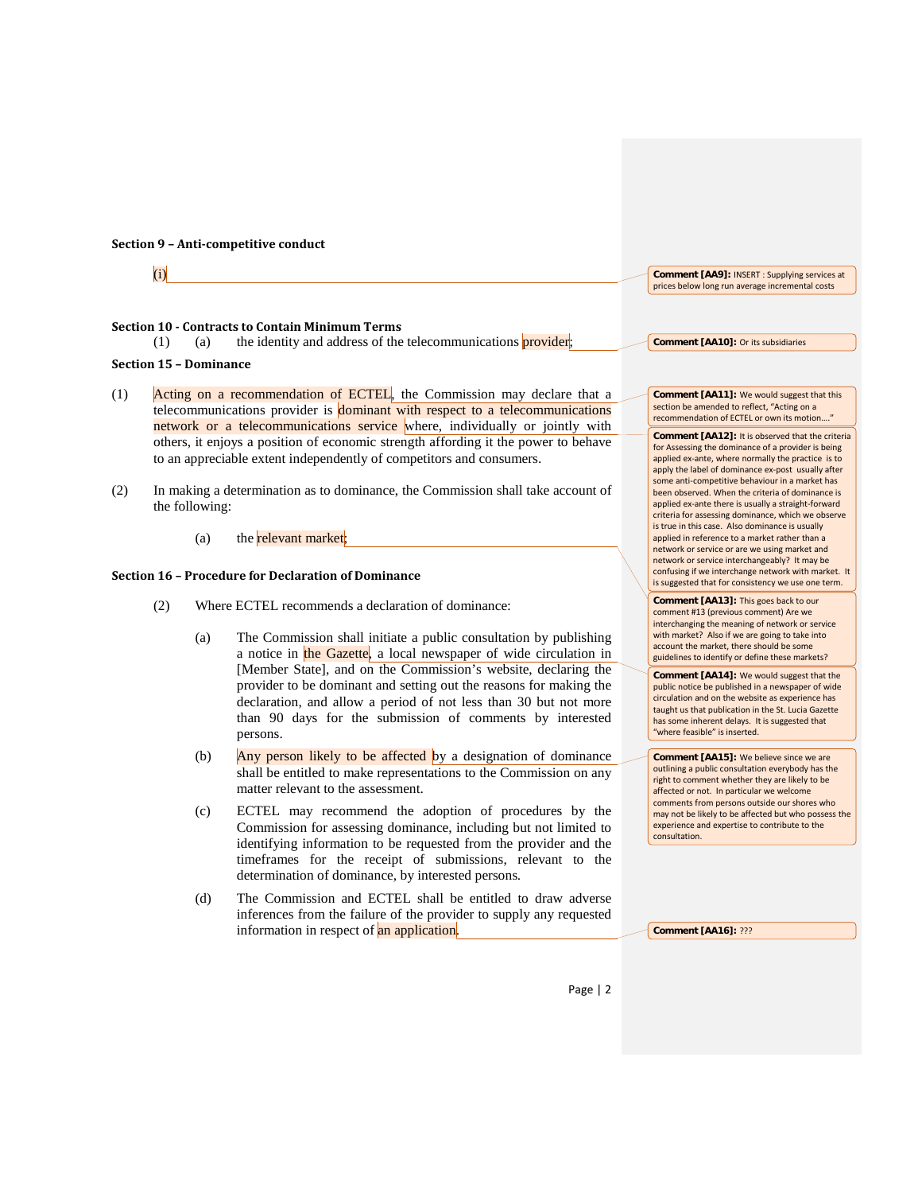**Section 9 – Anti-competitive conduct**

(i)

**Section 10 - Contracts to Contain Minimum Terms**

(1) (a) the identity and address of the telecommunications provider;

**Section 15 – Dominance**

(1) Acting on a recommendation of ECTEL, the Commission may declare that a telecommunications provider is dominant with respect to a telecommunications network or a telecommunications service where, individually or jointly with others, it enjoys a position of economic strength affording it the power to behave to an appreciable extent independently of competitors and consumers.

(2) In making a determination as to dominance, the Commission shall take account of the following:

(a) the relevant market;

**Section 16 – Procedure for Declaration of Dominance**

(2) Where ECTEL recommends a declaration of dominance:

(a) The Commission shall initiate a public consultation by publishing a notice in the Gazette, a local newspaper of wide circulation in [Member State], and on the Commission's website, declaring the provider to be dominant and setting out the reasons for making the declaration, and allow a period of not less than 30 but not more than 90 days for the submission of comments by interested persons.

(b) Any person likely to be affected by a designation of dominance shall be entitled to make representations to the Commission on any matter relevant to the assessment.

(c) ECTEL may recommend the adoption of procedures by the Commission for assessing dominance, including but not limited to identifying information to be requested from the provider and the timeframes for the receipt of submissions, relevant to the determination of dominance, by interested persons.

(d) The Commission and ECTEL shall be entitled to draw adverse inferences from the failure of the provider to supply any requested information in respect of an application.

---

**Comment [AA9]:** INSERT : Supplying services at prices below long run average incremental costs

**Comment [AA10]:** Or its subsidiaries

**Comment [AA11]:** We would suggest that this section be amended to reflect, "Acting on a recommendation of ECTEL or own its motion...."

**Comment [AA12]:** It is observed that the criteria for Assessing the dominance of a provider is being applied ex-ante, where normally the practice is to apply the label of dominance ex-post usually after some anti-competitive behaviour in a market has been observed. When the criteria of dominance is applied ex-ante there is usually a straight-forward criteria for assessing dominance, which we observe is true in this case. Also dominance is usually applied in reference to a market rather than a network or service or are we using market and network or service interchangeably? It may be confusing if we interchange network with market. It is suggested that for consistency we use one term.

**Comment [AA13]:** This goes back to our comment #13 (previous comment) Are we interchanging the meaning of network or service with market? Also if we are going to take into account the market, there should be some guidelines to identify or define these markets?

**Comment [AA14]:** We would suggest that the public notice be published in a newspaper of wide circulation and on the website as experience has taught us that publication in the St. Lucia Gazette has some inherent delays. It is suggested that "where feasible" is inserted.

**Comment [AA15]:** We believe since we are outlining a public consultation everybody has the right to comment whether they are likely to be affected or not. In particular we welcome comments from persons outside our shores who may not be likely to be affected but who possess the experience and expertise to contribute to the consultation.

**Comment [AA16]:** ???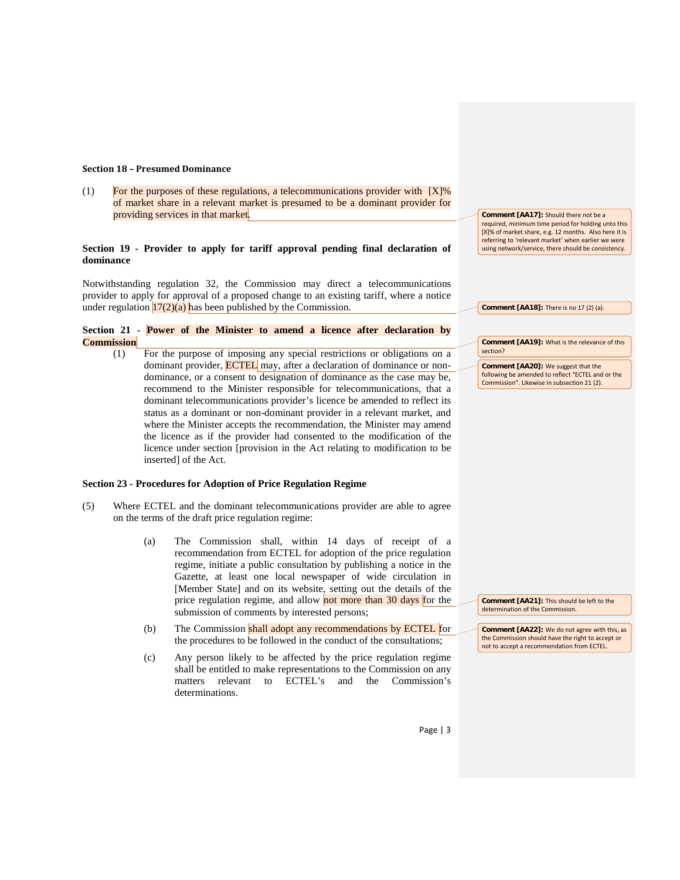**Section 18 – Presumed Dominance**

(1) For the purposes of these regulations, a telecommunications provider with [X]% of market share in a relevant market is presumed to be a dominant provider for providing services in that market.

> **Comment [AA17]:** Should there not be a required, minimum time period for holding unto this [X]% of market share, e.g. 12 months. Also here it is referring to 'relevant market' when earlier we were using network/service, there should be consistency.

**Section 19 - Provider to apply for tariff approval pending final declaration of dominance**

Notwithstanding regulation 32, the Commission may direct a telecommunications provider to apply for approval of a proposed change to an existing tariff, where a notice under regulation 17(2)(a) has been published by the Commission.

> **Comment [AA18]:** There is no 17 (2) (a).

**Section 21 - Power of the Minister to amend a licence after declaration by Commission**

> **Comment [AA19]:** What is the relevance of this section?

(1) For the purpose of imposing any special restrictions or obligations on a dominant provider, ECTEL may, after a declaration of dominance or non-dominance, or a consent to designation of dominance as the case may be, recommend to the Minister responsible for telecommunications, that a dominant telecommunications provider's licence be amended to reflect its status as a dominant or non-dominant provider in a relevant market, and where the Minister accepts the recommendation, the Minister may amend the licence as if the provider had consented to the modification of the licence under section [provision in the Act relating to modification to be inserted] of the Act.

> **Comment [AA20]:** We suggest that the following be amended to reflect "ECTEL and or the Commission". Likewise in subsection 21 (2).

**Section 23 - Procedures for Adoption of Price Regulation Regime**

(5) Where ECTEL and the dominant telecommunications provider are able to agree on the terms of the draft price regulation regime:

(a) The Commission shall, within 14 days of receipt of a recommendation from ECTEL for adoption of the price regulation regime, initiate a public consultation by publishing a notice in the Gazette, at least one local newspaper of wide circulation in [Member State] and on its website, setting out the details of the price regulation regime, and allow not more than 30 days for the submission of comments by interested persons;

> **Comment [AA21]:** This should be left to the determination of the Commission.

(b) The Commission shall adopt any recommendations by ECTEL for the procedures to be followed in the conduct of the consultations;

> **Comment [AA22]:** We do not agree with this, as the Commission should have the right to accept or not to accept a recommendation from ECTEL.

(c) Any person likely to be affected by the price regulation regime shall be entitled to make representations to the Commission on any matters relevant to ECTEL's and the Commission's determinations.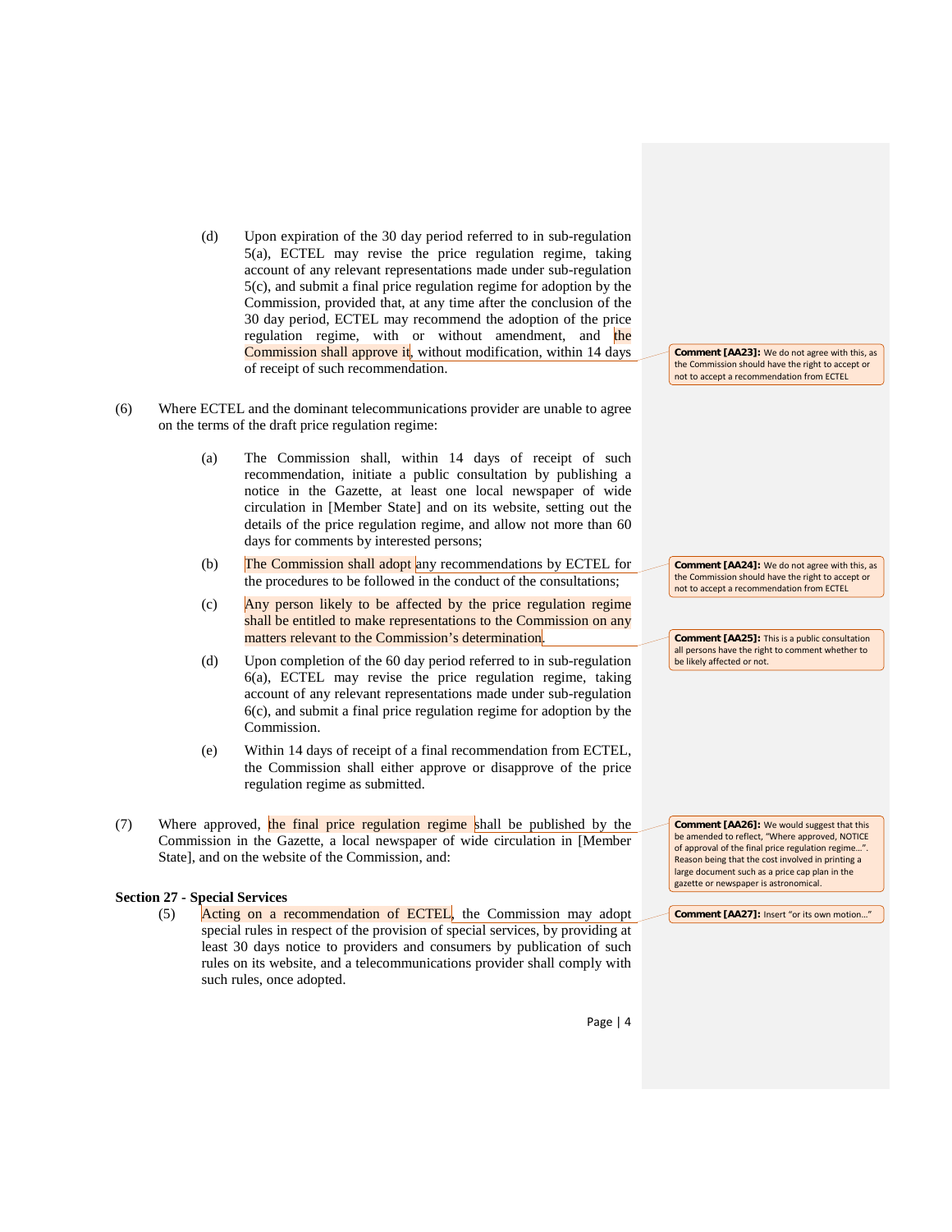(d) Upon expiration of the 30 day period referred to in sub-regulation 5(a), ECTEL may revise the price regulation regime, taking account of any relevant representations made under sub-regulation 5(c), and submit a final price regulation regime for adoption by the Commission, provided that, at any time after the conclusion of the 30 day period, ECTEL may recommend the adoption of the price regulation regime, with or without amendment, and the Commission shall approve it, without modification, within 14 days of receipt of such recommendation.

> **Comment [AA23]:** We do not agree with this, as the Commission should have the right to accept or not to accept a recommendation from ECTEL

(6) Where ECTEL and the dominant telecommunications provider are unable to agree on the terms of the draft price regulation regime:

(a) The Commission shall, within 14 days of receipt of such recommendation, initiate a public consultation by publishing a notice in the Gazette, at least one local newspaper of wide circulation in [Member State] and on its website, setting out the details of the price regulation regime, and allow not more than 60 days for comments by interested persons;

(b) The Commission shall adopt any recommendations by ECTEL for the procedures to be followed in the conduct of the consultations;

> **Comment [AA24]:** We do not agree with this, as the Commission should have the right to accept or not to accept a recommendation from ECTEL

(c) Any person likely to be affected by the price regulation regime shall be entitled to make representations to the Commission on any matters relevant to the Commission's determination.

> **Comment [AA25]:** This is a public consultation all persons have the right to comment whether to be likely affected or not.

(d) Upon completion of the 60 day period referred to in sub-regulation 6(a), ECTEL may revise the price regulation regime, taking account of any relevant representations made under sub-regulation 6(c), and submit a final price regulation regime for adoption by the Commission.

(e) Within 14 days of receipt of a final recommendation from ECTEL, the Commission shall either approve or disapprove of the price regulation regime as submitted.

(7) Where approved, the final price regulation regime shall be published by the Commission in the Gazette, a local newspaper of wide circulation in [Member State], and on the website of the Commission, and:

> **Comment [AA26]:** We would suggest that this be amended to reflect, "Where approved, NOTICE of approval of the final price regulation regime…". Reason being that the cost involved in printing a large document such as a price cap plan in the gazette or newspaper is astronomical.

**Section 27 - Special Services**

(5) Acting on a recommendation of ECTEL, the Commission may adopt special rules in respect of the provision of special services, by providing at least 30 days notice to providers and consumers by publication of such rules on its website, and a telecommunications provider shall comply with such rules, once adopted.

> **Comment [AA27]:** Insert "or its own motion…"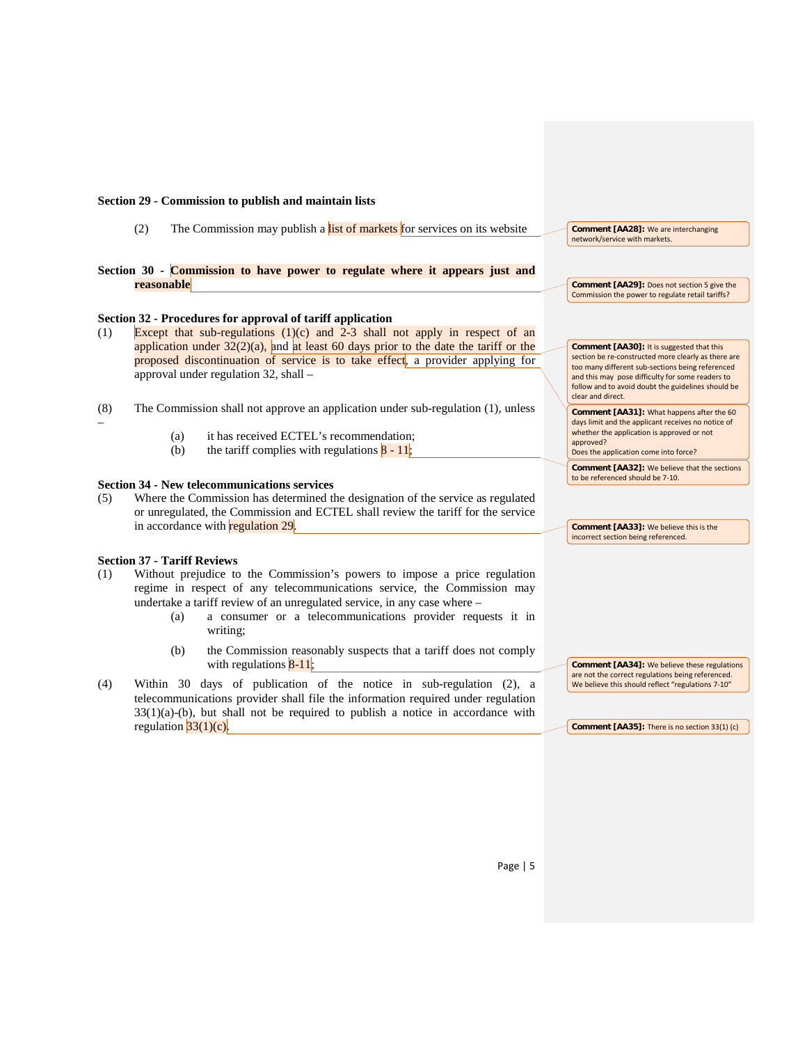**Section 29 - Commission to publish and maintain lists**

(2) The Commission may publish a list of markets for services on its website

> **Comment [AA28]:** We are interchanging network/service with markets.

**Section 30 - Commission to have power to regulate where it appears just and reasonable**

> **Comment [AA29]:** Does not section 5 give the Commission the power to regulate retail tariffs?

**Section 32 - Procedures for approval of tariff application**

(1) Except that sub-regulations (1)(c) and 2-3 shall not apply in respect of an application under 32(2)(a), and at least 60 days prior to the date the tariff or the proposed discontinuation of service is to take effect, a provider applying for approval under regulation 32, shall –

> **Comment [AA30]:** It is suggested that this section be re-constructed more clearly as there are too many different sub-sections being referenced and this may pose difficulty for some readers to follow and to avoid doubt the guidelines should be clear and direct.

> **Comment [AA31]:** What happens after the 60 days limit and the applicant receives no notice of whether the application is approved or not approved?
> Does the application come into force?

(8) The Commission shall not approve an application under sub-regulation (1), unless –

- (a) it has received ECTEL's recommendation;
- (b) the tariff complies with regulations 8 - 11;

> **Comment [AA32]:** We believe that the sections to be referenced should be 7-10.

**Section 34 - New telecommunications services**

(5) Where the Commission has determined the designation of the service as regulated or unregulated, the Commission and ECTEL shall review the tariff for the service in accordance with regulation 29.

> **Comment [AA33]:** We believe this is the incorrect section being referenced.

**Section 37 - Tariff Reviews**

(1) Without prejudice to the Commission's powers to impose a price regulation regime in respect of any telecommunications service, the Commission may undertake a tariff review of an unregulated service, in any case where –

- (a) a consumer or a telecommunications provider requests it in writing;
- (b) the Commission reasonably suspects that a tariff does not comply with regulations 8-11;

> **Comment [AA34]:** We believe these regulations are not the correct regulations being referenced. We believe this should reflect "regulations 7-10"

(4) Within 30 days of publication of the notice in sub-regulation (2), a telecommunications provider shall file the information required under regulation 33(1)(a)-(b), but shall not be required to publish a notice in accordance with regulation 33(1)(c).

> **Comment [AA35]:** There is no section 33(1) (c)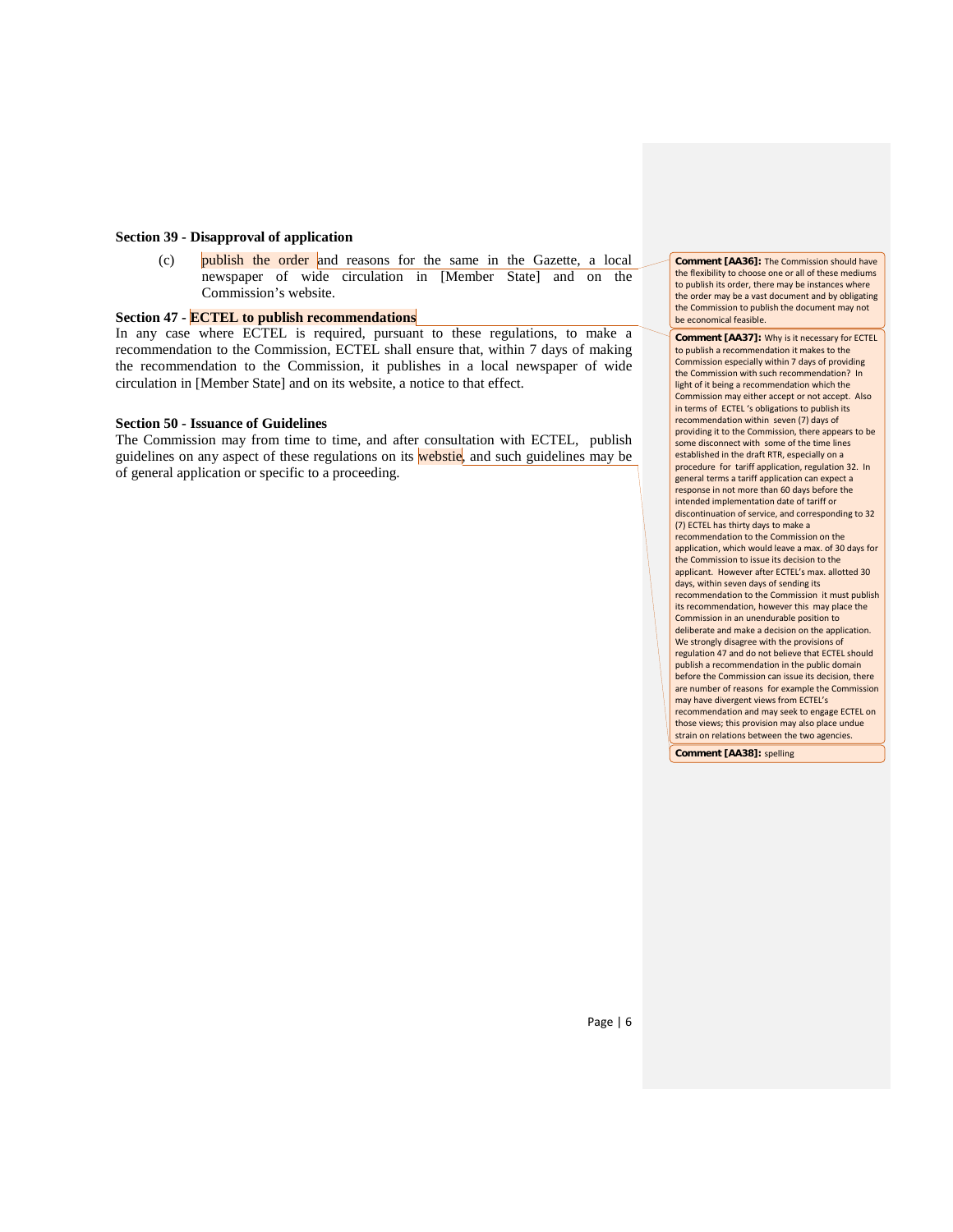**Section 39 - Disapproval of application**

(c) publish the order and reasons for the same in the Gazette, a local newspaper of wide circulation in [Member State] and on the Commission's website.

**Section 47 - ECTEL to publish recommendations**

In any case where ECTEL is required, pursuant to these regulations, to make a recommendation to the Commission, ECTEL shall ensure that, within 7 days of making the recommendation to the Commission, it publishes in a local newspaper of wide circulation in [Member State] and on its website, a notice to that effect.

**Section 50 - Issuance of Guidelines**

The Commission may from time to time, and after consultation with ECTEL, publish guidelines on any aspect of these regulations on its webstie, and such guidelines may be of general application or specific to a proceeding.

**Comment [AA36]:** The Commission should have the flexibility to choose one or all of these mediums to publish its order, there may be instances where the order may be a vast document and by obligating the Commission to publish the document may not be economical feasible.

**Comment [AA37]:** Why is it necessary for ECTEL to publish a recommendation it makes to the Commission especially within 7 days of providing the Commission with such recommendation? In light of it being a recommendation which the Commission may either accept or not accept. Also in terms of ECTEL 's obligations to publish its recommendation within seven (7) days of providing it to the Commission, there appears to be some disconnect with some of the time lines established in the draft RTR, especially on a procedure for tariff application, regulation 32. In general terms a tariff application can expect a response in not more than 60 days before the intended implementation date of tariff or discontinuation of service, and corresponding to 32 (7) ECTEL has thirty days to make a recommendation to the Commission on the application, which would leave a max. of 30 days for the Commission to issue its decision to the applicant. However after ECTEL's max. allotted 30 days, within seven days of sending its recommendation to the Commission it must publish its recommendation, however this may place the Commission in an unendurable position to deliberate and make a decision on the application. We strongly disagree with the provisions of regulation 47 and do not believe that ECTEL should publish a recommendation in the public domain before the Commission can issue its decision, there are number of reasons for example the Commission may have divergent views from ECTEL's recommendation and may seek to engage ECTEL on those views; this provision may also place undue strain on relations between the two agencies.

**Comment [AA38]:** spelling